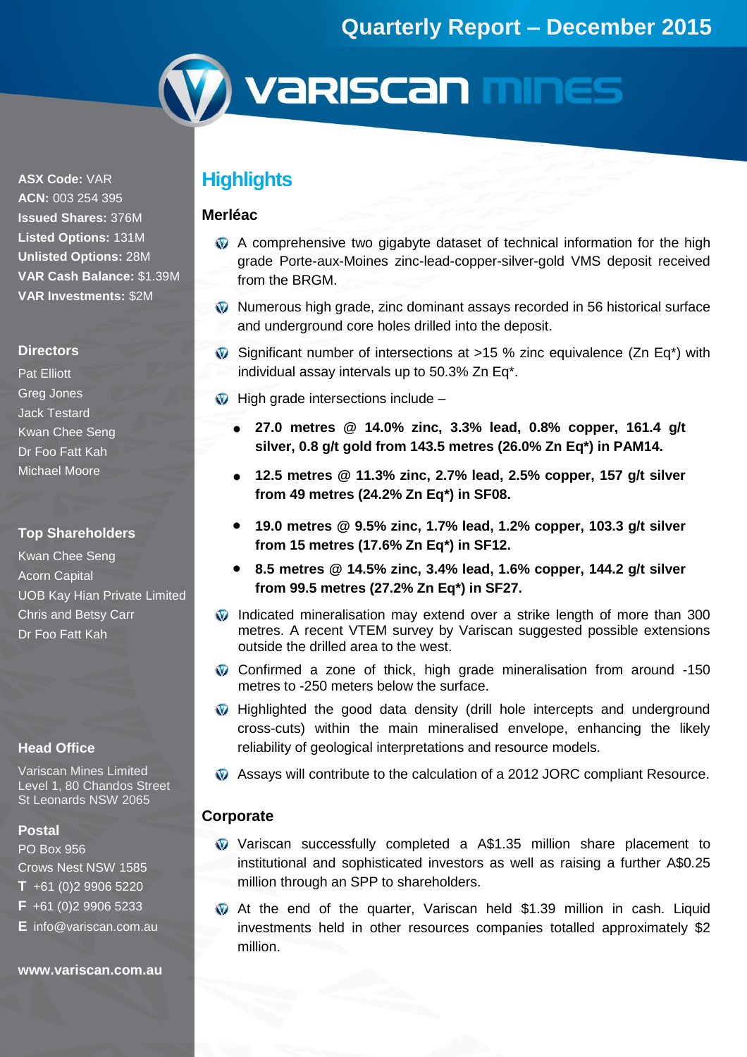# Quarterly Report – December 2015

# Variscan Mines

**ASX Code:** VAR
**ACN:** 003 254 395
**Issued Shares:** 376M
**Listed Options:** 131M
**Unlisted Options:** 28M
**VAR Cash Balance:** $1.39M
**VAR Investments:** $2M

### Directors

Pat Elliott
Greg Jones
Jack Testard
Kwan Chee Seng
Dr Foo Fatt Kah
Michael Moore

### Top Shareholders

Kwan Chee Seng
Acorn Capital
UOB Kay Hian Private Limited
Chris and Betsy Carr
Dr Foo Fatt Kah

### Head Office

Variscan Mines Limited
Level 1, 80 Chandos Street
St Leonards NSW 2065

### Postal

PO Box 956
Crows Nest NSW 1585
**T** +61 (0)2 9906 5220
**F** +61 (0)2 9906 5233
**E** info@variscan.com.au

**www.variscan.com.au**

## Highlights

### Merléac

- A comprehensive two gigabyte dataset of technical information for the high grade Porte-aux-Moines zinc-lead-copper-silver-gold VMS deposit received from the BRGM.
- Numerous high grade, zinc dominant assays recorded in 56 historical surface and underground core holes drilled into the deposit.
- Significant number of intersections at >15 % zinc equivalence (Zn Eq*) with individual assay intervals up to 50.3% Zn Eq*.
- High grade intersections include –
  - **27.0 metres @ 14.0% zinc, 3.3% lead, 0.8% copper, 161.4 g/t silver, 0.8 g/t gold from 143.5 metres (26.0% Zn Eq*) in PAM14.**
  - **12.5 metres @ 11.3% zinc, 2.7% lead, 2.5% copper, 157 g/t silver from 49 metres (24.2% Zn Eq*) in SF08.**
  - **19.0 metres @ 9.5% zinc, 1.7% lead, 1.2% copper, 103.3 g/t silver from 15 metres (17.6% Zn Eq*) in SF12.**
  - **8.5 metres @ 14.5% zinc, 3.4% lead, 1.6% copper, 144.2 g/t silver from 99.5 metres (27.2% Zn Eq*) in SF27.**
- Indicated mineralisation may extend over a strike length of more than 300 metres. A recent VTEM survey by Variscan suggested possible extensions outside the drilled area to the west.
- Confirmed a zone of thick, high grade mineralisation from around -150 metres to -250 meters below the surface.
- Highlighted the good data density (drill hole intercepts and underground cross-cuts) within the main mineralised envelope, enhancing the likely reliability of geological interpretations and resource models.
- Assays will contribute to the calculation of a 2012 JORC compliant Resource.

### Corporate

- Variscan successfully completed a A$1.35 million share placement to institutional and sophisticated investors as well as raising a further A$0.25 million through an SPP to shareholders.
- At the end of the quarter, Variscan held $1.39 million in cash. Liquid investments held in other resources companies totalled approximately $2 million.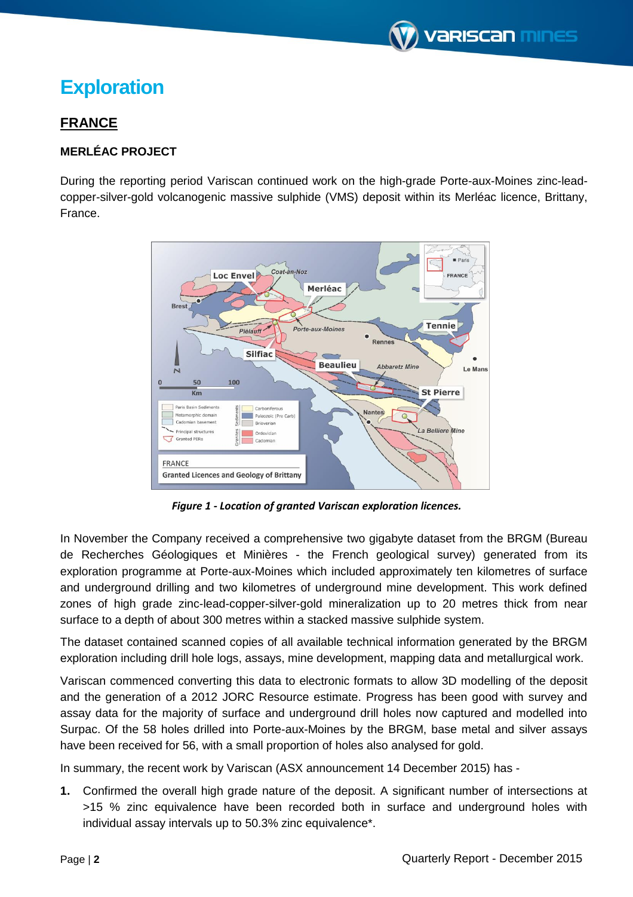# Exploration

## FRANCE

### MERLÉAC PROJECT

During the reporting period Variscan continued work on the high-grade Porte-aux-Moines zinc-lead-copper-silver-gold volcanogenic massive sulphide (VMS) deposit within its Merléac licence, Brittany, France.

*Figure 1 - Location of granted Variscan exploration licences.*

In November the Company received a comprehensive two gigabyte dataset from the BRGM (Bureau de Recherches Géologiques et Minières - the French geological survey) generated from its exploration programme at Porte-aux-Moines which included approximately ten kilometres of surface and underground drilling and two kilometres of underground mine development. This work defined zones of high grade zinc-lead-copper-silver-gold mineralization up to 20 metres thick from near surface to a depth of about 300 metres within a stacked massive sulphide system.

The dataset contained scanned copies of all available technical information generated by the BRGM exploration including drill hole logs, assays, mine development, mapping data and metallurgical work.

Variscan commenced converting this data to electronic formats to allow 3D modelling of the deposit and the generation of a 2012 JORC Resource estimate. Progress has been good with survey and assay data for the majority of surface and underground drill holes now captured and modelled into Surpac. Of the 58 holes drilled into Porte-aux-Moines by the BRGM, base metal and silver assays have been received for 56, with a small proportion of holes also analysed for gold.

In summary, the recent work by Variscan (ASX announcement 14 December 2015) has -

1. Confirmed the overall high grade nature of the deposit. A significant number of intersections at >15 % zinc equivalence have been recorded both in surface and underground holes with individual assay intervals up to 50.3% zinc equivalence*.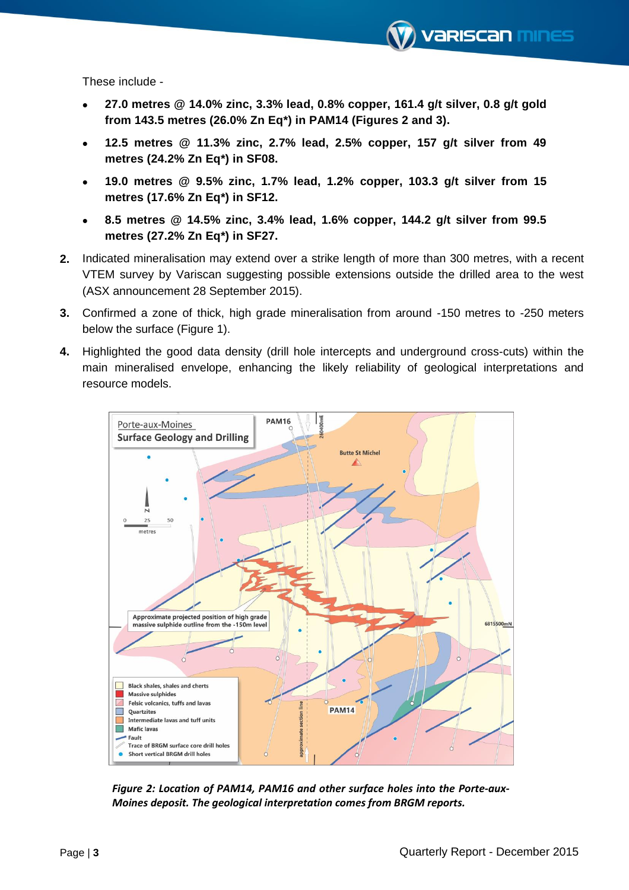These include -

- **27.0 metres @ 14.0% zinc, 3.3% lead, 0.8% copper, 161.4 g/t silver, 0.8 g/t gold from 143.5 metres (26.0% Zn Eq*) in PAM14 (Figures 2 and 3).**
- **12.5 metres @ 11.3% zinc, 2.7% lead, 2.5% copper, 157 g/t silver from 49 metres (24.2% Zn Eq*) in SF08.**
- **19.0 metres @ 9.5% zinc, 1.7% lead, 1.2% copper, 103.3 g/t silver from 15 metres (17.6% Zn Eq*) in SF12.**
- **8.5 metres @ 14.5% zinc, 3.4% lead, 1.6% copper, 144.2 g/t silver from 99.5 metres (27.2% Zn Eq*) in SF27.**

2. Indicated mineralisation may extend over a strike length of more than 300 metres, with a recent VTEM survey by Variscan suggesting possible extensions outside the drilled area to the west (ASX announcement 28 September 2015).
3. Confirmed a zone of thick, high grade mineralisation from around -150 metres to -250 meters below the surface (Figure 1).
4. Highlighted the good data density (drill hole intercepts and underground cross-cuts) within the main mineralised envelope, enhancing the likely reliability of geological interpretations and resource models.

*Figure 2: Location of PAM14, PAM16 and other surface holes into the Porte-aux-Moines deposit. The geological interpretation comes from BRGM reports.*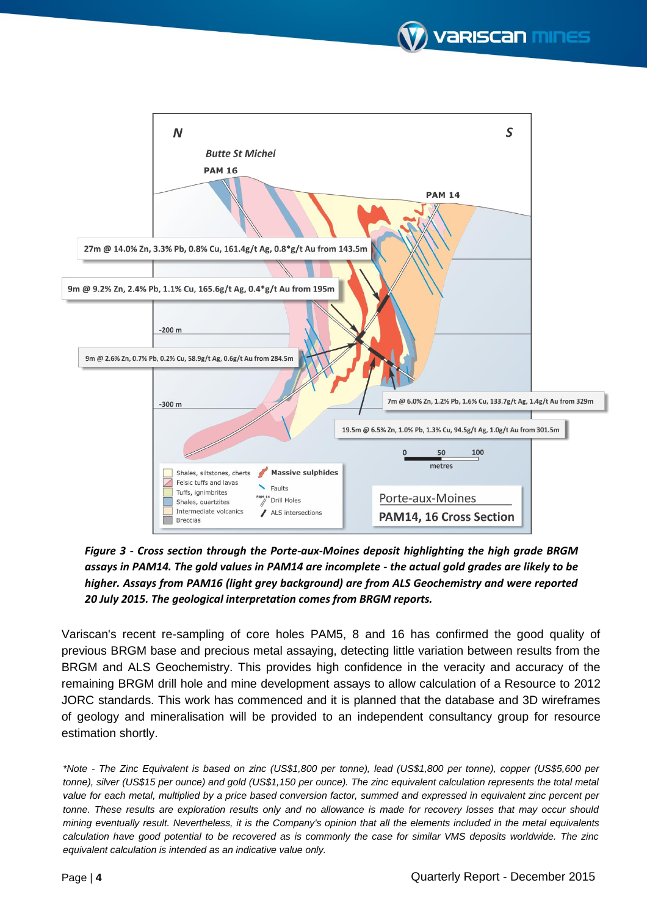*Figure 3 - Cross section through the Porte-aux-Moines deposit highlighting the high grade BRGM assays in PAM14. The gold values in PAM14 are incomplete - the actual gold grades are likely to be higher. Assays from PAM16 (light grey background) are from ALS Geochemistry and were reported 20 July 2015. The geological interpretation comes from BRGM reports.*

Variscan's recent re-sampling of core holes PAM5, 8 and 16 has confirmed the good quality of previous BRGM base and precious metal assaying, detecting little variation between results from the BRGM and ALS Geochemistry. This provides high confidence in the veracity and accuracy of the remaining BRGM drill hole and mine development assays to allow calculation of a Resource to 2012 JORC standards. This work has commenced and it is planned that the database and 3D wireframes of geology and mineralisation will be provided to an independent consultancy group for resource estimation shortly.

*\*Note - The Zinc Equivalent is based on zinc (US$1,800 per tonne), lead (US$1,800 per tonne), copper (US$5,600 per tonne), silver (US$15 per ounce) and gold (US$1,150 per ounce). The zinc equivalent calculation represents the total metal value for each metal, multiplied by a price based conversion factor, summed and expressed in equivalent zinc percent per tonne. These results are exploration results only and no allowance is made for recovery losses that may occur should mining eventually result. Nevertheless, it is the Company's opinion that all the elements included in the metal equivalents calculation have good potential to be recovered as is commonly the case for similar VMS deposits worldwide. The zinc equivalent calculation is intended as an indicative value only.*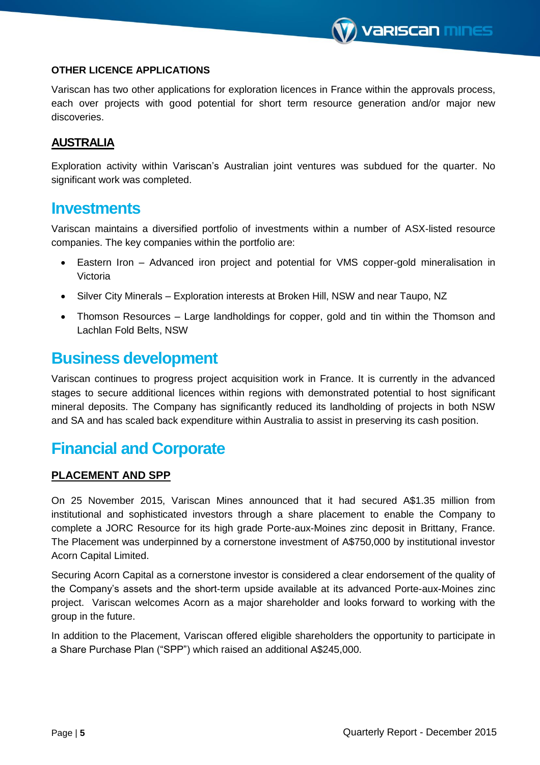### OTHER LICENCE APPLICATIONS

Variscan has two other applications for exploration licences in France within the approvals process, each over projects with good potential for short term resource generation and/or major new discoveries.

### AUSTRALIA

Exploration activity within Variscan's Australian joint ventures was subdued for the quarter. No significant work was completed.

## Investments

Variscan maintains a diversified portfolio of investments within a number of ASX-listed resource companies. The key companies within the portfolio are:

- Eastern Iron – Advanced iron project and potential for VMS copper-gold mineralisation in Victoria
- Silver City Minerals – Exploration interests at Broken Hill, NSW and near Taupo, NZ
- Thomson Resources – Large landholdings for copper, gold and tin within the Thomson and Lachlan Fold Belts, NSW

## Business development

Variscan continues to progress project acquisition work in France. It is currently in the advanced stages to secure additional licences within regions with demonstrated potential to host significant mineral deposits. The Company has significantly reduced its landholding of projects in both NSW and SA and has scaled back expenditure within Australia to assist in preserving its cash position.

## Financial and Corporate

### PLACEMENT AND SPP

On 25 November 2015, Variscan Mines announced that it had secured A$1.35 million from institutional and sophisticated investors through a share placement to enable the Company to complete a JORC Resource for its high grade Porte-aux-Moines zinc deposit in Brittany, France. The Placement was underpinned by a cornerstone investment of A$750,000 by institutional investor Acorn Capital Limited.

Securing Acorn Capital as a cornerstone investor is considered a clear endorsement of the quality of the Company's assets and the short-term upside available at its advanced Porte-aux-Moines zinc project. Variscan welcomes Acorn as a major shareholder and looks forward to working with the group in the future.

In addition to the Placement, Variscan offered eligible shareholders the opportunity to participate in a Share Purchase Plan ("SPP") which raised an additional A$245,000.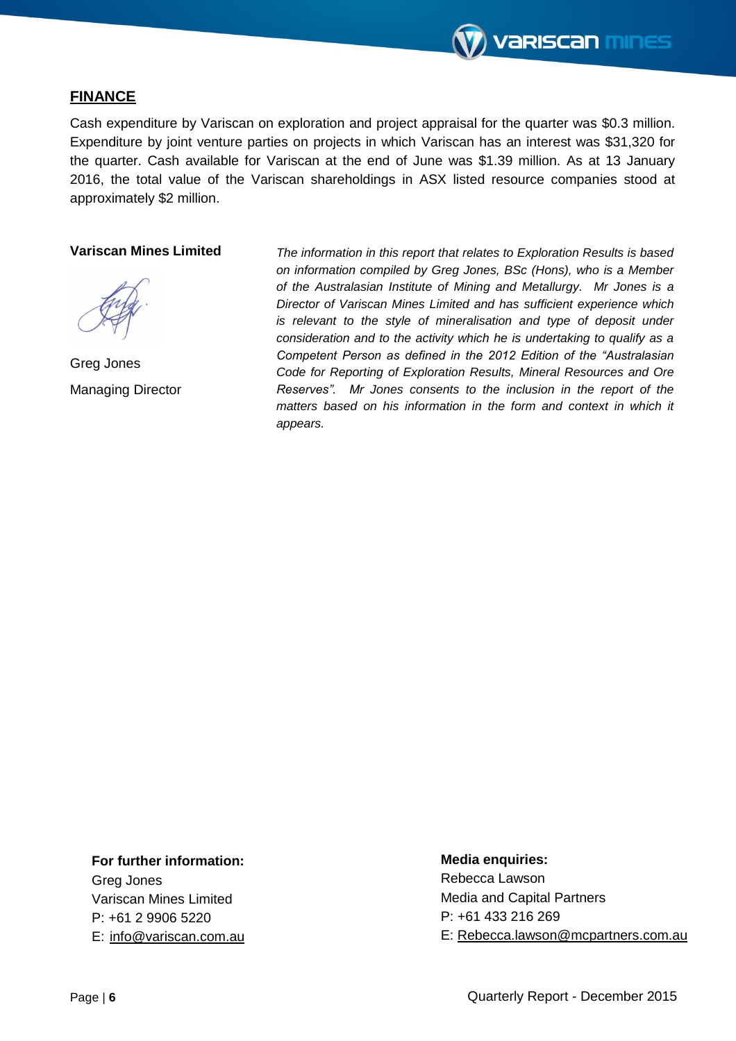## FINANCE

Cash expenditure by Variscan on exploration and project appraisal for the quarter was $0.3 million. Expenditure by joint venture parties on projects in which Variscan has an interest was $31,320 for the quarter. Cash available for Variscan at the end of June was $1.39 million. As at 13 January 2016, the total value of the Variscan shareholdings in ASX listed resource companies stood at approximately $2 million.

**Variscan Mines Limited**

Greg Jones

Managing Director

*The information in this report that relates to Exploration Results is based on information compiled by Greg Jones, BSc (Hons), who is a Member of the Australasian Institute of Mining and Metallurgy. Mr Jones is a Director of Variscan Mines Limited and has sufficient experience which is relevant to the style of mineralisation and type of deposit under consideration and to the activity which he is undertaking to qualify as a Competent Person as defined in the 2012 Edition of the "Australasian Code for Reporting of Exploration Results, Mineral Resources and Ore Reserves". Mr Jones consents to the inclusion in the report of the matters based on his information in the form and context in which it appears.*

**For further information:**
Greg Jones
Variscan Mines Limited
P: +61 2 9906 5220
E: info@variscan.com.au

**Media enquiries:**
Rebecca Lawson
Media and Capital Partners
P: +61 433 216 269
E: Rebecca.lawson@mcpartners.com.au